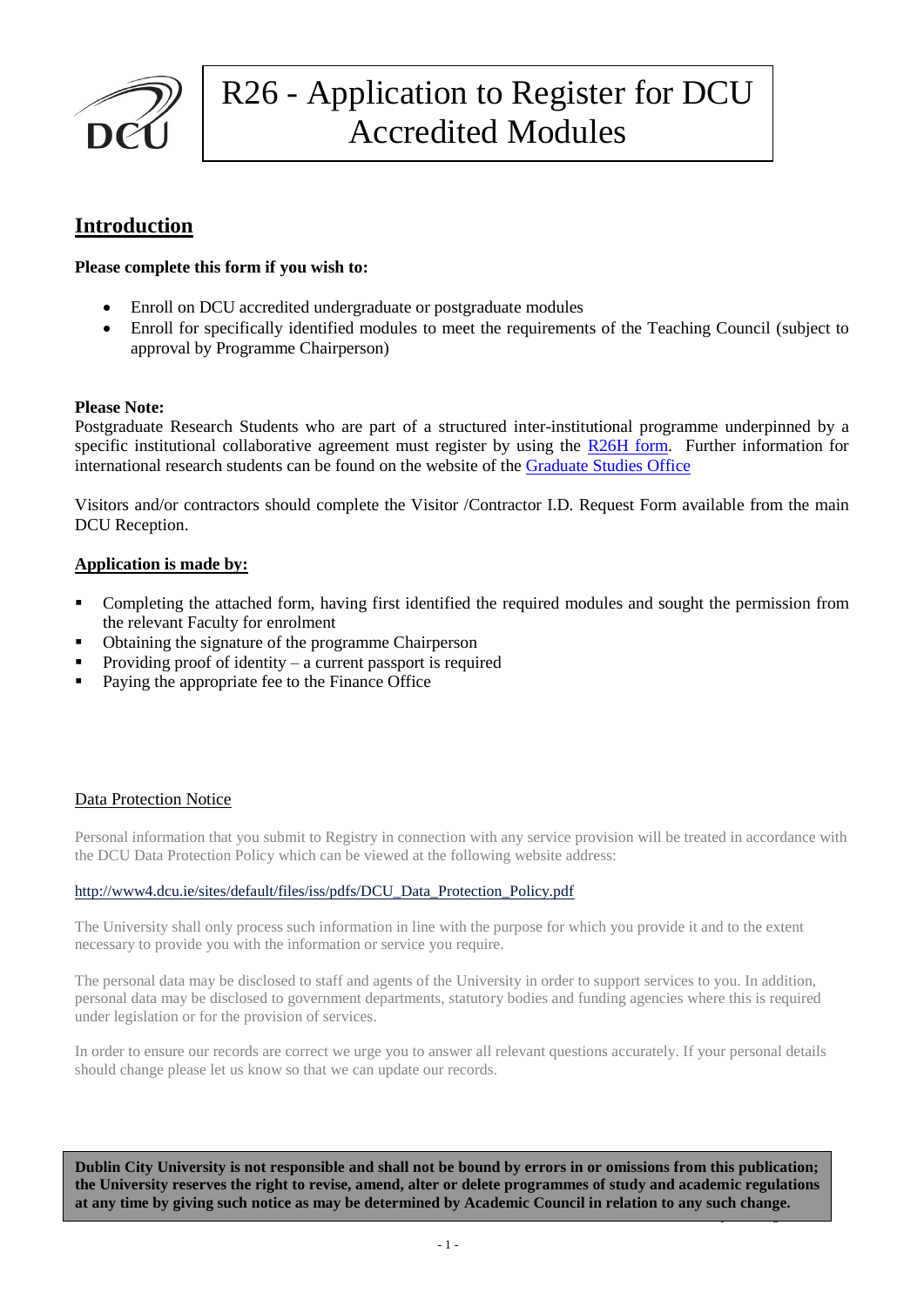# R26 - Application to Register for DCU Accredited Modules

## Introduction

**Please complete this form if you wish to:**

- Enroll on DCU accredited undergraduate or postgraduate modules
- Enroll for specifically identified modules to meet the requirements of the Teaching Council (subject to approval by Programme Chairperson)

**Please Note:**
Postgraduate Research Students who are part of a structured inter-institutional programme underpinned by a specific institutional collaborative agreement must register by using the R26H form. Further information for international research students can be found on the website of the Graduate Studies Office

Visitors and/or contractors should complete the Visitor /Contractor I.D. Request Form available from the main DCU Reception.

**Application is made by:**

- Completing the attached form, having first identified the required modules and sought the permission from the relevant Faculty for enrolment
- Obtaining the signature of the programme Chairperson
- Providing proof of identity – a current passport is required
- Paying the appropriate fee to the Finance Office

Data Protection Notice

Personal information that you submit to Registry in connection with any service provision will be treated in accordance with the DCU Data Protection Policy which can be viewed at the following website address:

http://www4.dcu.ie/sites/default/files/iss/pdfs/DCU_Data_Protection_Policy.pdf

The University shall only process such information in line with the purpose for which you provide it and to the extent necessary to provide you with the information or service you require.

The personal data may be disclosed to staff and agents of the University in order to support services to you. In addition, personal data may be disclosed to government departments, statutory bodies and funding agencies where this is required under legislation or for the provision of services.

In order to ensure our records are correct we urge you to answer all relevant questions accurately. If your personal details should change please let us know so that we can update our records.

**Dublin City University is not responsible and shall not be bound by errors in or omissions from this publication; the University reserves the right to revise, amend, alter or delete programmes of study and academic regulations at any time by giving such notice as may be determined by Academic Council in relation to any such change.**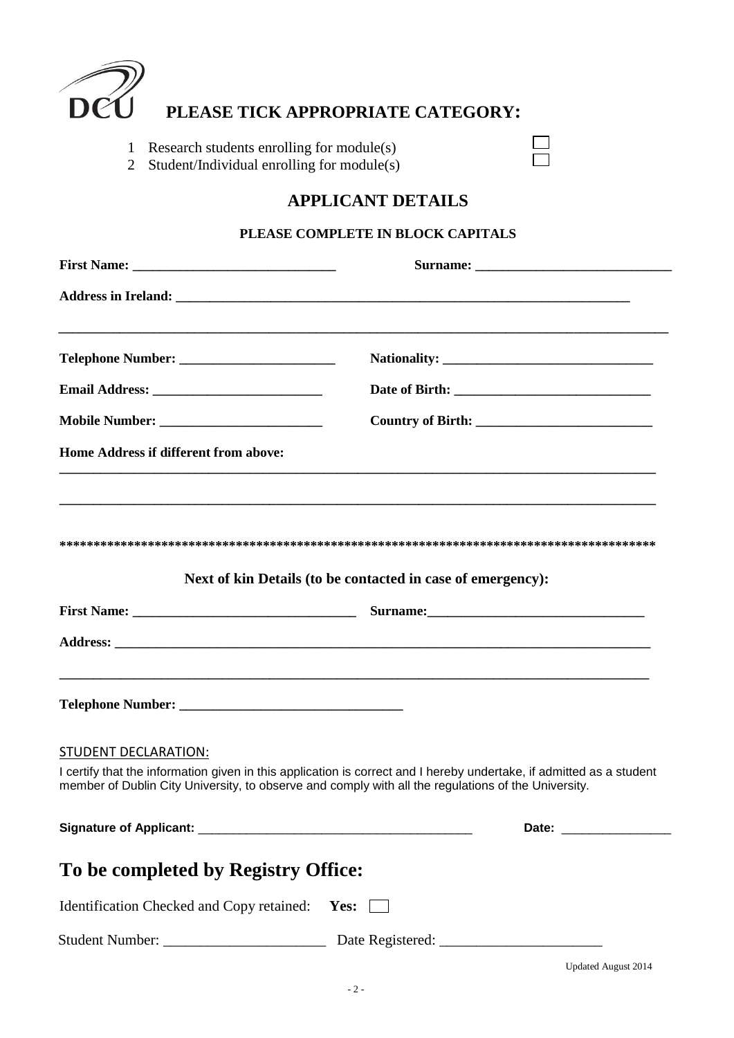DCU

# PLEASE TICK APPROPRIATE CATEGORY:

1 Research students enrolling for module(s) ☐
2 Student/Individual enrolling for module(s) ☐

## APPLICANT DETAILS

**PLEASE COMPLETE IN BLOCK CAPITALS**

**First Name:** ______________________________ **Surname:** ______________________________

**Address in Ireland:** ______________________________________________________________________

_____________________________________________________________________________________________

**Telephone Number:** _______________________ **Nationality:** _______________________________

**Email Address:** __________________________ **Date of Birth:** ____________________________

**Mobile Number:** __________________________ **Country of Birth:** _________________________

**Home Address if different from above:**

_____________________________________________________________________________________________

_____________________________________________________________________________________________

**************************************************************************************************

**Next of kin Details (to be contacted in case of emergency):**

**First Name:** _________________________________ **Surname:** _______________________________

**Address:** _________________________________________________________________________________

_____________________________________________________________________________________________

**Telephone Number:** _________________________________

STUDENT DECLARATION:

I certify that the information given in this application is correct and I hereby undertake, if admitted as a student member of Dublin City University, to observe and comply with all the regulations of the University.

**Signature of Applicant:** ________________________________________ **Date:** ________________

# To be completed by Registry Office:

Identification Checked and Copy retained: **Yes:** ☐

Student Number: ______________________ Date Registered: ______________________

Updated August 2014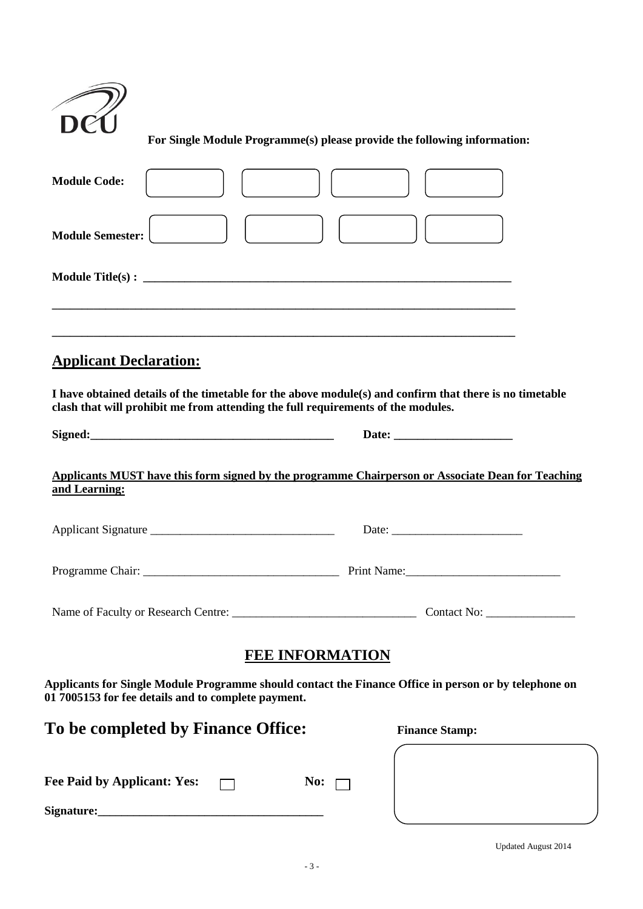DCU

**For Single Module Programme(s) please provide the following information:**

**Module Code:** ☐ ☐ ☐ ☐

**Module Semester:** ☐ ☐ ☐ ☐

**Module Title(s) :** ______________________________________________________________

______________________________________________________________________________

______________________________________________________________________________

## Applicant Declaration:

**I have obtained details of the timetable for the above module(s) and confirm that there is no timetable clash that will prohibit me from attending the full requirements of the modules.**

**Signed:**_________________________________________ **Date:** ____________________

**Applicants MUST have this form signed by the programme Chairperson or Associate Dean for Teaching and Learning:**

Applicant Signature _______________________________ Date: ______________________

Programme Chair: _________________________________ Print Name:__________________________

Name of Faculty or Research Centre: ______________________________ Contact No: _______________

## FEE INFORMATION

**Applicants for Single Module Programme should contact the Finance Office in person or by telephone on 01 7005153 for fee details and to complete payment.**

## To be completed by Finance Office:

**Finance Stamp:**

**Fee Paid by Applicant: Yes:** ☐ **No:** ☐

**Signature:**_____________________________________

Updated August 2014